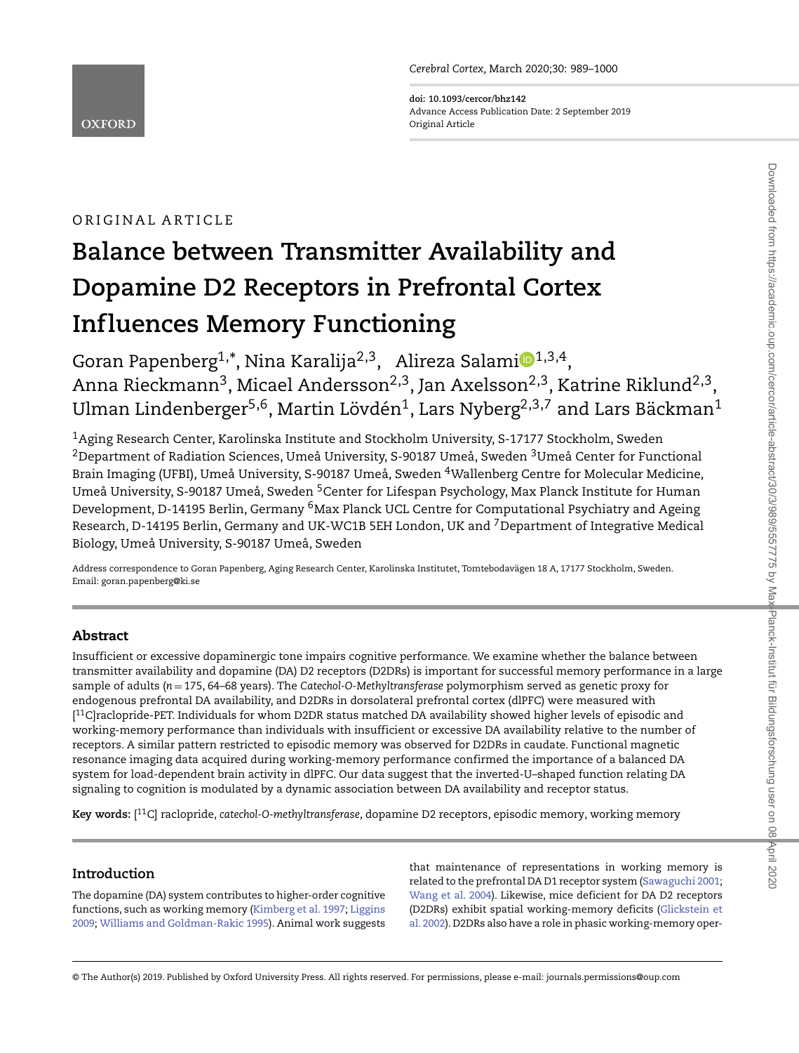ORIGINAL ARTICLE

# Balance between Transmitter Availability and Dopamine D2 Receptors in Prefrontal Cortex Influences Memory Functioning

Goran Papenberg[1,*], Nina Karalija[2,3], Alireza Salami[1,3,4], Anna Rieckmann[3], Micael Andersson[2,3], Jan Axelsson[2,3], Katrine Riklund[2,3], Ulman Lindenberger[5,6], Martin Lövdén[1], Lars Nyberg[2,3,7] and Lars Bäckman[1]

[1]Aging Research Center, Karolinska Institute and Stockholm University, S-17177 Stockholm, Sweden [2]Department of Radiation Sciences, Umeå University, S-90187 Umeå, Sweden [3]Umeå Center for Functional Brain Imaging (UFBI), Umeå University, S-90187 Umeå, Sweden [4]Wallenberg Centre for Molecular Medicine, Umeå University, S-90187 Umeå, Sweden [5]Center for Lifespan Psychology, Max Planck Institute for Human Development, D-14195 Berlin, Germany [6]Max Planck UCL Centre for Computational Psychiatry and Ageing Research, D-14195 Berlin, Germany and UK-WC1B 5EH London, UK and [7]Department of Integrative Medical Biology, Umeå University, S-90187 Umeå, Sweden

Address correspondence to Goran Papenberg, Aging Research Center, Karolinska Institutet, Tomtebodavägen 18 A, 17177 Stockholm, Sweden. Email: goran.papenberg@ki.se

## Abstract

Insufficient or excessive dopaminergic tone impairs cognitive performance. We examine whether the balance between transmitter availability and dopamine (DA) D2 receptors (D2DRs) is important for successful memory performance in a large sample of adults ($n = 175$, 64–68 years). The *Catechol-O-Methyltransferase* polymorphism served as genetic proxy for endogenous prefrontal DA availability, and D2DRs in dorsolateral prefrontal cortex (dlPFC) were measured with [$^{11}$C]raclopride-PET. Individuals for whom D2DR status matched DA availability showed higher levels of episodic and working-memory performance than individuals with insufficient or excessive DA availability relative to the number of receptors. A similar pattern restricted to episodic memory was observed for D2DRs in caudate. Functional magnetic resonance imaging data acquired during working-memory performance confirmed the importance of a balanced DA system for load-dependent brain activity in dlPFC. Our data suggest that the inverted-U–shaped function relating DA signaling to cognition is modulated by a dynamic association between DA availability and receptor status.

**Key words:** [$^{11}$C] raclopride, *catechol-O-methyltransferase*, dopamine D2 receptors, episodic memory, working memory

## Introduction

The dopamine (DA) system contributes to higher-order cognitive functions, such as working memory (Kimberg et al. 1997; Liggins 2009; Williams and Goldman-Rakic 1995). Animal work suggests that maintenance of representations in working memory is related to the prefrontal DA D1 receptor system (Sawaguchi 2001; Wang et al. 2004). Likewise, mice deficient for DA D2 receptors (D2DRs) exhibit spatial working-memory deficits (Glickstein et al. 2002). D2DRs also have a role in phasic working-memory oper-

© The Author(s) 2019. Published by Oxford University Press. All rights reserved. For permissions, please e-mail: journals.permissions@oup.com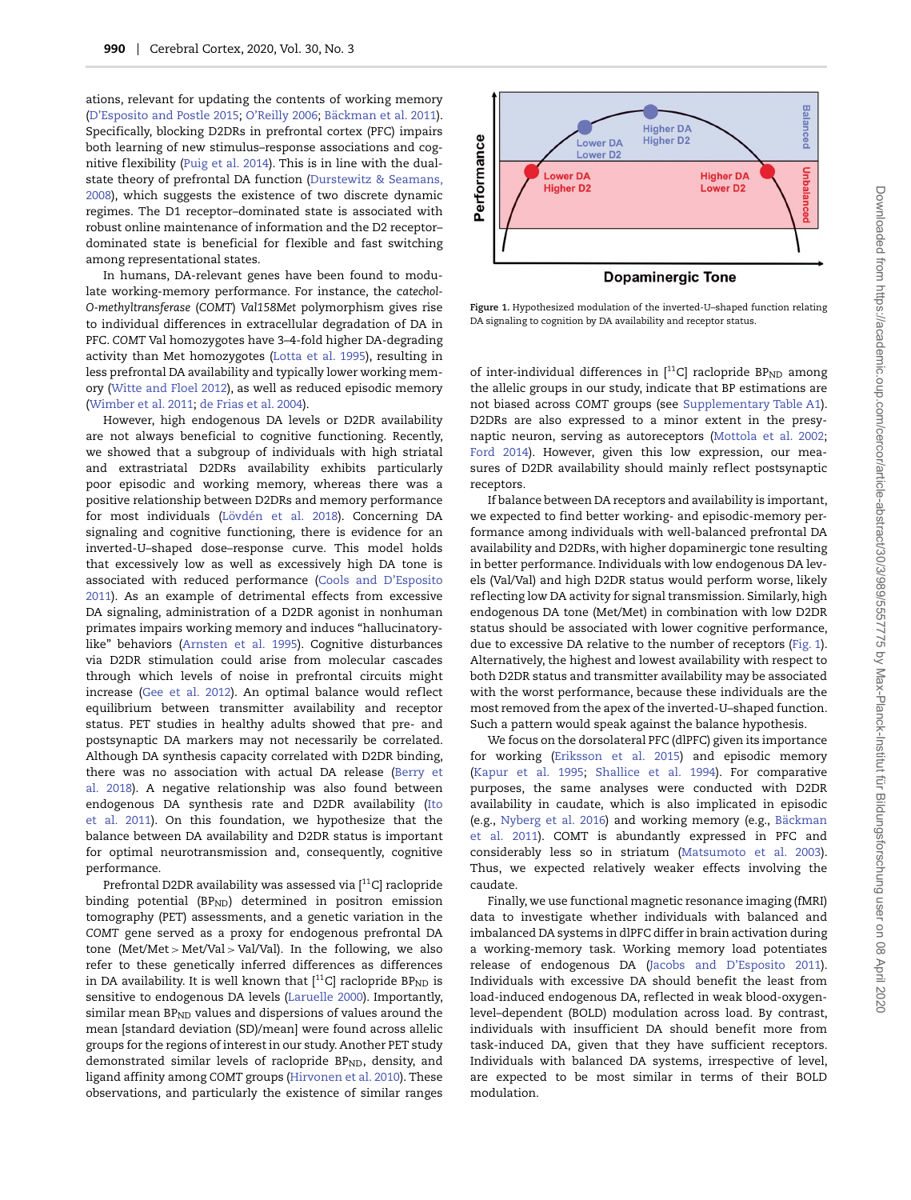ations, relevant for updating the contents of working memory (D'Esposito and Postle 2015; O'Reilly 2006; Bäckman et al. 2011). Specifically, blocking D2DRs in prefrontal cortex (PFC) impairs both learning of new stimulus–response associations and cognitive flexibility (Puig et al. 2014). This is in line with the dual-state theory of prefrontal DA function (Durstewitz & Seamans, 2008), which suggests the existence of two discrete dynamic regimes. The D1 receptor–dominated state is associated with robust online maintenance of information and the D2 receptor–dominated state is beneficial for flexible and fast switching among representational states.

In humans, DA-relevant genes have been found to modulate working-memory performance. For instance, the *catechol-O-methyltransferase* (*COMT*) *Val158Met* polymorphism gives rise to individual differences in extracellular degradation of DA in PFC. *COMT* Val homozygotes have 3–4-fold higher DA-degrading activity than Met homozygotes (Lotta et al. 1995), resulting in less prefrontal DA availability and typically lower working memory (Witte and Floel 2012), as well as reduced episodic memory (Wimber et al. 2011; de Frias et al. 2004).

However, high endogenous DA levels or D2DR availability are not always beneficial to cognitive functioning. Recently, we showed that a subgroup of individuals with high striatal and extrastriatal D2DRs availability exhibits particularly poor episodic and working memory, whereas there was a positive relationship between D2DRs and memory performance for most individuals (Lövdén et al. 2018). Concerning DA signaling and cognitive functioning, there is evidence for an inverted-U-shaped dose–response curve. This model holds that excessively low as well as excessively high DA tone is associated with reduced performance (Cools and D'Esposito 2011). As an example of detrimental effects from excessive DA signaling, administration of a D2DR agonist in nonhuman primates impairs working memory and induces "hallucinatory-like" behaviors (Arnsten et al. 1995). Cognitive disturbances via D2DR stimulation could arise from molecular cascades through which levels of noise in prefrontal circuits might increase (Gee et al. 2012). An optimal balance would reflect equilibrium between transmitter availability and receptor status. PET studies in healthy adults showed that pre- and postsynaptic DA markers may not necessarily be correlated. Although DA synthesis capacity correlated with D2DR binding, there was no association with actual DA release (Berry et al. 2018). A negative relationship was also found between endogenous DA synthesis rate and D2DR availability (Ito et al. 2011). On this foundation, we hypothesize that the balance between DA availability and D2DR status is important for optimal neurotransmission and, consequently, cognitive performance.

Prefrontal D2DR availability was assessed via [11C] raclopride binding potential ($BP_{ND}$) determined in positron emission tomography (PET) assessments, and a genetic variation in the *COMT* gene served as a proxy for endogenous prefrontal DA tone (Met/Met > Met/Val > Val/Val). In the following, we also refer to these genetically inferred differences as differences in DA availability. It is well known that [11C] raclopride $BP_{ND}$ is sensitive to endogenous DA levels (Laruelle 2000). Importantly, similar mean $BP_{ND}$ values and dispersions of values around the mean [standard deviation (SD)/mean] were found across allelic groups for the regions of interest in our study. Another PET study demonstrated similar levels of raclopride $BP_{ND}$, density, and ligand affinity among *COMT* groups (Hirvonen et al. 2010). These observations, and particularly the existence of similar ranges of inter-individual differences in [11C] raclopride $BP_{ND}$ among the allelic groups in our study, indicate that BP estimations are not biased across *COMT* groups (see Supplementary Table A1). D2DRs are also expressed to a minor extent in the presynaptic neuron, serving as autoreceptors (Mottola et al. 2002; Ford 2014). However, given this low expression, our measures of D2DR availability should mainly reflect postsynaptic receptors.

**Figure 1.** Hypothesized modulation of the inverted-U-shaped function relating DA signaling to cognition by DA availability and receptor status.

If balance between DA receptors and availability is important, we expected to find better working- and episodic-memory performance among individuals with well-balanced prefrontal DA availability and D2DRs, with higher dopaminergic tone resulting in better performance. Individuals with low endogenous DA levels (Val/Val) and high D2DR status would perform worse, likely reflecting low DA activity for signal transmission. Similarly, high endogenous DA tone (Met/Met) in combination with low D2DR status should be associated with lower cognitive performance, due to excessive DA relative to the number of receptors (Fig. 1). Alternatively, the highest and lowest availability with respect to both D2DR status and transmitter availability may be associated with the worst performance, because these individuals are the most removed from the apex of the inverted-U-shaped function. Such a pattern would speak against the balance hypothesis.

We focus on the dorsolateral PFC (dlPFC) given its importance for working (Eriksson et al. 2015) and episodic memory (Kapur et al. 1995; Shallice et al. 1994). For comparative purposes, the same analyses were conducted with D2DR availability in caudate, which is also implicated in episodic (e.g., Nyberg et al. 2016) and working memory (e.g., Bäckman et al. 2011). COMT is abundantly expressed in PFC and considerably less so in striatum (Matsumoto et al. 2003). Thus, we expected relatively weaker effects involving the caudate.

Finally, we use functional magnetic resonance imaging (fMRI) data to investigate whether individuals with balanced and imbalanced DA systems in dlPFC differ in brain activation during a working-memory task. Working memory load potentiates release of endogenous DA (Jacobs and D'Esposito 2011). Individuals with excessive DA should benefit the least from load-induced endogenous DA, reflected in weak blood-oxygen-level–dependent (BOLD) modulation across load. By contrast, individuals with insufficient DA should benefit more from task-induced DA, given that they have sufficient receptors. Individuals with balanced DA systems, irrespective of level, are expected to be most similar in terms of their BOLD modulation.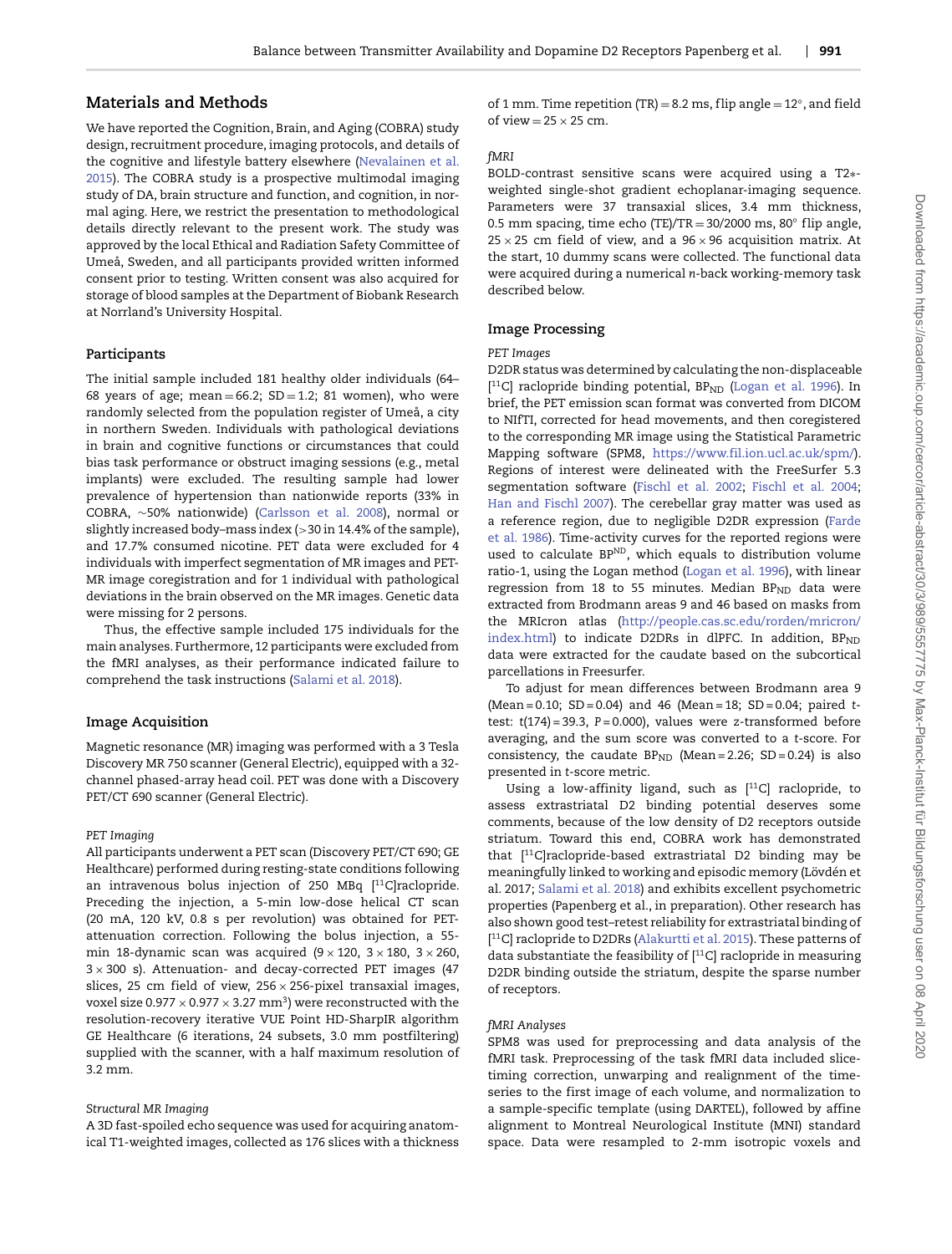## Materials and Methods

We have reported the Cognition, Brain, and Aging (COBRA) study design, recruitment procedure, imaging protocols, and details of the cognitive and lifestyle battery elsewhere (Nevalainen et al. 2015). The COBRA study is a prospective multimodal imaging study of DA, brain structure and function, and cognition, in normal aging. Here, we restrict the presentation to methodological details directly relevant to the present work. The study was approved by the local Ethical and Radiation Safety Committee of Umeå, Sweden, and all participants provided written informed consent prior to testing. Written consent was also acquired for storage of blood samples at the Department of Biobank Research at Norrland's University Hospital.

### Participants

The initial sample included 181 healthy older individuals (64–68 years of age; mean = 66.2; SD = 1.2; 81 women), who were randomly selected from the population register of Umeå, a city in northern Sweden. Individuals with pathological deviations in brain and cognitive functions or circumstances that could bias task performance or obstruct imaging sessions (e.g., metal implants) were excluded. The resulting sample had lower prevalence of hypertension than nationwide reports (33% in COBRA, ~50% nationwide) (Carlsson et al. 2008), normal or slightly increased body–mass index (>30 in 14.4% of the sample), and 17.7% consumed nicotine. PET data were excluded for 4 individuals with imperfect segmentation of MR images and PET-MR image coregistration and for 1 individual with pathological deviations in the brain observed on the MR images. Genetic data were missing for 2 persons.

Thus, the effective sample included 175 individuals for the main analyses. Furthermore, 12 participants were excluded from the fMRI analyses, as their performance indicated failure to comprehend the task instructions (Salami et al. 2018).

### Image Acquisition

Magnetic resonance (MR) imaging was performed with a 3 Tesla Discovery MR 750 scanner (General Electric), equipped with a 32-channel phased-array head coil. PET was done with a Discovery PET/CT 690 scanner (General Electric).

#### *PET Imaging*

All participants underwent a PET scan (Discovery PET/CT 690; GE Healthcare) performed during resting-state conditions following an intravenous bolus injection of 250 MBq [$^{11}$C]raclopride. Preceding the injection, a 5-min low-dose helical CT scan (20 mA, 120 kV, 0.8 s per revolution) was obtained for PET-attenuation correction. Following the bolus injection, a 55-min 18-dynamic scan was acquired ($9 \times 120$, $3 \times 180$, $3 \times 260$, $3 \times 300$ s). Attenuation- and decay-corrected PET images (47 slices, 25 cm field of view, $256 \times 256$-pixel transaxial images, voxel size $0.977 \times 0.977 \times 3.27$ mm$^3$) were reconstructed with the resolution-recovery iterative VUE Point HD-SharpIR algorithm GE Healthcare (6 iterations, 24 subsets, 3.0 mm postfiltering) supplied with the scanner, with a half maximum resolution of 3.2 mm.

#### *Structural MR Imaging*

A 3D fast-spoiled echo sequence was used for acquiring anatomical T1-weighted images, collected as 176 slices with a thickness of 1 mm. Time repetition (TR) = 8.2 ms, flip angle = 12°, and field of view = $25 \times 25$ cm.

#### *fMRI*

BOLD-contrast sensitive scans were acquired using a T2∗-weighted single-shot gradient echoplanar-imaging sequence. Parameters were 37 transaxial slices, 3.4 mm thickness, 0.5 mm spacing, time echo (TE)/TR = 30/2000 ms, 80° flip angle, $25 \times 25$ cm field of view, and a $96 \times 96$ acquisition matrix. At the start, 10 dummy scans were collected. The functional data were acquired during a numerical *n*-back working-memory task described below.

### Image Processing

#### *PET Images*

D2DR status was determined by calculating the non-displaceable [$^{11}$C] raclopride binding potential, $BP_{ND}$ (Logan et al. 1996). In brief, the PET emission scan format was converted from DICOM to NIfTI, corrected for head movements, and then coregistered to the corresponding MR image using the Statistical Parametric Mapping software (SPM8, https://www.fil.ion.ucl.ac.uk/spm/). Regions of interest were delineated with the FreeSurfer 5.3 segmentation software (Fischl et al. 2002; Fischl et al. 2004; Han and Fischl 2007). The cerebellar gray matter was used as a reference region, due to negligible D2DR expression (Farde et al. 1986). Time-activity curves for the reported regions were used to calculate $BP^{ND}$, which equals to distribution volume ratio-1, using the Logan method (Logan et al. 1996), with linear regression from 18 to 55 minutes. Median $BP_{ND}$ data were extracted from Brodmann areas 9 and 46 based on masks from the MRIcron atlas (http://people.cas.sc.edu/rorden/mricron/index.html) to indicate D2DRs in dlPFC. In addition, $BP_{ND}$ data were extracted for the caudate based on the subcortical parcellations in Freesurfer.

To adjust for mean differences between Brodmann area 9 (Mean = 0.10; SD = 0.04) and 46 (Mean = 18; SD = 0.04; paired *t*-test: $t(174) = 39.3$, $P = 0.000$), values were *z*-transformed before averaging, and the sum score was converted to a *t*-score. For consistency, the caudate $BP_{ND}$ (Mean = 2.26; SD = 0.24) is also presented in *t*-score metric.

Using a low-affinity ligand, such as [$^{11}$C] raclopride, to assess extrastriatal D2 binding potential deserves some comments, because of the low density of D2 receptors outside striatum. Toward this end, COBRA work has demonstrated that [$^{11}$C]raclopride-based extrastriatal D2 binding may be meaningfully linked to working and episodic memory (Lövdén et al. 2017; Salami et al. 2018) and exhibits excellent psychometric properties (Papenberg et al., in preparation). Other research has also shown good test–retest reliability for extrastriatal binding of [$^{11}$C] raclopride to D2DRs (Alakurtti et al. 2015). These patterns of data substantiate the feasibility of [$^{11}$C] raclopride in measuring D2DR binding outside the striatum, despite the sparse number of receptors.

#### *fMRI Analyses*

SPM8 was used for preprocessing and data analysis of the fMRI task. Preprocessing of the task fMRI data included slice-timing correction, unwarping and realignment of the time-series to the first image of each volume, and normalization to a sample-specific template (using DARTEL), followed by affine alignment to Montreal Neurological Institute (MNI) standard space. Data were resampled to 2-mm isotropic voxels and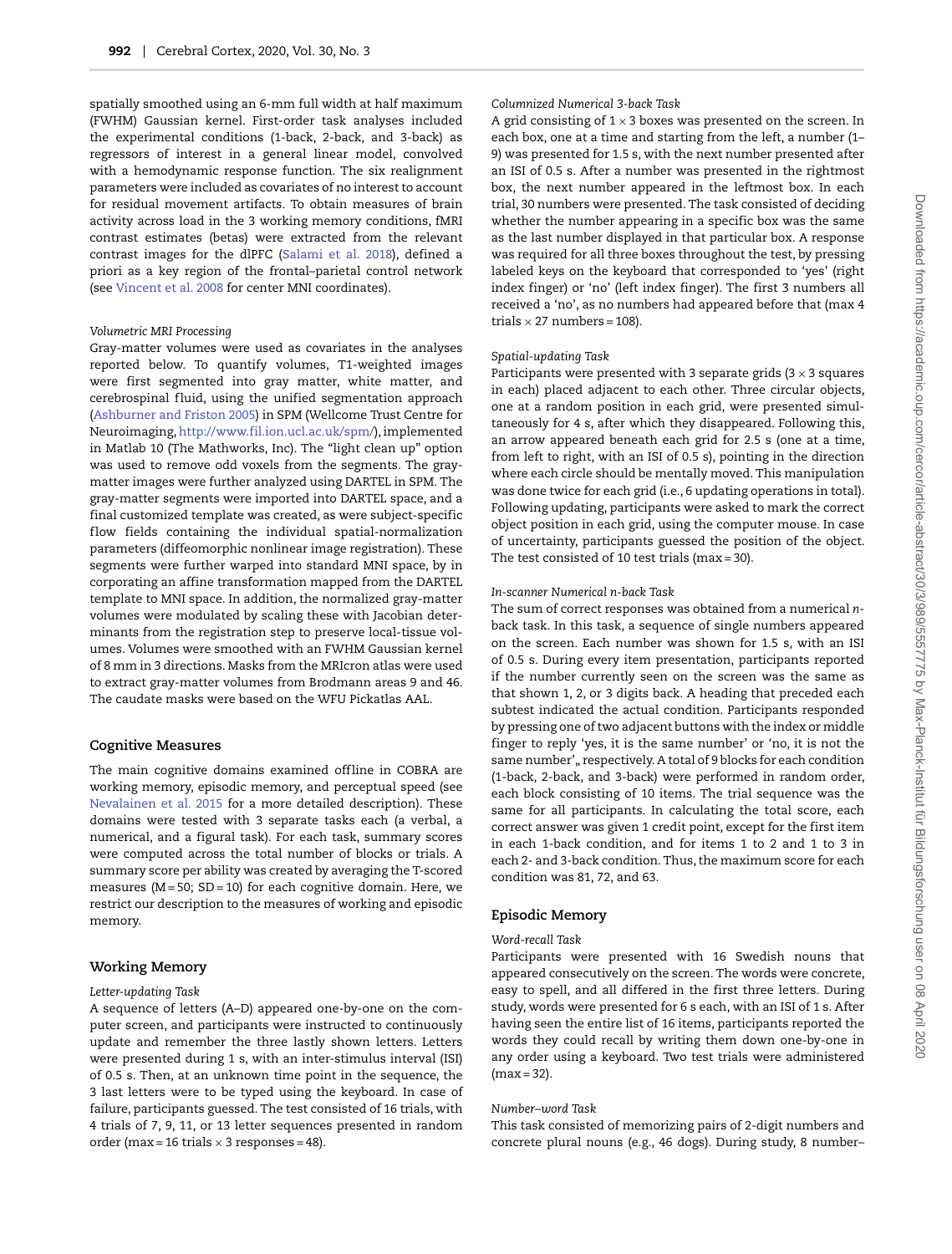spatially smoothed using an 6-mm full width at half maximum (FWHM) Gaussian kernel. First-order task analyses included the experimental conditions (1-back, 2-back, and 3-back) as regressors of interest in a general linear model, convolved with a hemodynamic response function. The six realignment parameters were included as covariates of no interest to account for residual movement artifacts. To obtain measures of brain activity across load in the 3 working memory conditions, fMRI contrast estimates (betas) were extracted from the relevant contrast images for the dlPFC (Salami et al. 2018), defined a priori as a key region of the frontal–parietal control network (see Vincent et al. 2008 for center MNI coordinates).

*Volumetric MRI Processing*

Gray-matter volumes were used as covariates in the analyses reported below. To quantify volumes, T1-weighted images were first segmented into gray matter, white matter, and cerebrospinal fluid, using the unified segmentation approach (Ashburner and Friston 2005) in SPM (Wellcome Trust Centre for Neuroimaging, http://www.fil.ion.ucl.ac.uk/spm/), implemented in Matlab 10 (The Mathworks, Inc). The "light clean up" option was used to remove odd voxels from the segments. The gray-matter images were further analyzed using DARTEL in SPM. The gray-matter segments were imported into DARTEL space, and a final customized template was created, as were subject-specific flow fields containing the individual spatial-normalization parameters (diffeomorphic nonlinear image registration). These segments were further warped into standard MNI space, by incorporating an affine transformation mapped from the DARTEL template to MNI space. In addition, the normalized gray-matter volumes were modulated by scaling these with Jacobian determinants from the registration step to preserve local-tissue volumes. Volumes were smoothed with an FWHM Gaussian kernel of 8 mm in 3 directions. Masks from the MRIcron atlas were used to extract gray-matter volumes from Brodmann areas 9 and 46. The caudate masks were based on the WFU Pickatlas AAL.

### Cognitive Measures

The main cognitive domains examined offline in COBRA are working memory, episodic memory, and perceptual speed (see Nevalainen et al. 2015 for a more detailed description). These domains were tested with 3 separate tasks each (a verbal, a numerical, and a figural task). For each task, summary scores were computed across the total number of blocks or trials. A summary score per ability was created by averaging the T-scored measures (M = 50; SD = 10) for each cognitive domain. Here, we restrict our description to the measures of working and episodic memory.

### Working Memory

*Letter-updating Task*

A sequence of letters (A–D) appeared one-by-one on the computer screen, and participants were instructed to continuously update and remember the three lastly shown letters. Letters were presented during 1 s, with an inter-stimulus interval (ISI) of 0.5 s. Then, at an unknown time point in the sequence, the 3 last letters were to be typed using the keyboard. In case of failure, participants guessed. The test consisted of 16 trials, with 4 trials of 7, 9, 11, or 13 letter sequences presented in random order (max = 16 trials × 3 responses = 48).

*Columnized Numerical 3-back Task*

A grid consisting of 1 × 3 boxes was presented on the screen. In each box, one at a time and starting from the left, a number (1–9) was presented for 1.5 s, with the next number presented after an ISI of 0.5 s. After a number was presented in the rightmost box, the next number appeared in the leftmost box. In each trial, 30 numbers were presented. The task consisted of deciding whether the number appearing in a specific box was the same as the last number displayed in that particular box. A response was required for all three boxes throughout the test, by pressing labeled keys on the keyboard that corresponded to 'yes' (right index finger) or 'no' (left index finger). The first 3 numbers all received a 'no', as no numbers had appeared before that (max 4 trials × 27 numbers = 108).

*Spatial-updating Task*

Participants were presented with 3 separate grids (3 × 3 squares in each) placed adjacent to each other. Three circular objects, one at a random position in each grid, were presented simultaneously for 4 s, after which they disappeared. Following this, an arrow appeared beneath each grid for 2.5 s (one at a time, from left to right, with an ISI of 0.5 s), pointing in the direction where each circle should be mentally moved. This manipulation was done twice for each grid (i.e., 6 updating operations in total). Following updating, participants were asked to mark the correct object position in each grid, using the computer mouse. In case of uncertainty, participants guessed the position of the object. The test consisted of 10 test trials (max = 30).

*In-scanner Numerical n-back Task*

The sum of correct responses was obtained from a numerical *n*-back task. In this task, a sequence of single numbers appeared on the screen. Each number was shown for 1.5 s, with an ISI of 0.5 s. During every item presentation, participants reported if the number currently seen on the screen was the same as that shown 1, 2, or 3 digits back. A heading that preceded each subtest indicated the actual condition. Participants responded by pressing one of two adjacent buttons with the index or middle finger to reply 'yes, it is the same number' or 'no, it is not the same number',, respectively. A total of 9 blocks for each condition (1-back, 2-back, and 3-back) were performed in random order, each block consisting of 10 items. The trial sequence was the same for all participants. In calculating the total score, each correct answer was given 1 credit point, except for the first item in each 1-back condition, and for items 1 to 2 and 1 to 3 in each 2- and 3-back condition. Thus, the maximum score for each condition was 81, 72, and 63.

### Episodic Memory

*Word-recall Task*

Participants were presented with 16 Swedish nouns that appeared consecutively on the screen. The words were concrete, easy to spell, and all differed in the first three letters. During study, words were presented for 6 s each, with an ISI of 1 s. After having seen the entire list of 16 items, participants reported the words they could recall by writing them down one-by-one in any order using a keyboard. Two test trials were administered (max = 32).

*Number–word Task*

This task consisted of memorizing pairs of 2-digit numbers and concrete plural nouns (e.g., 46 dogs). During study, 8 number–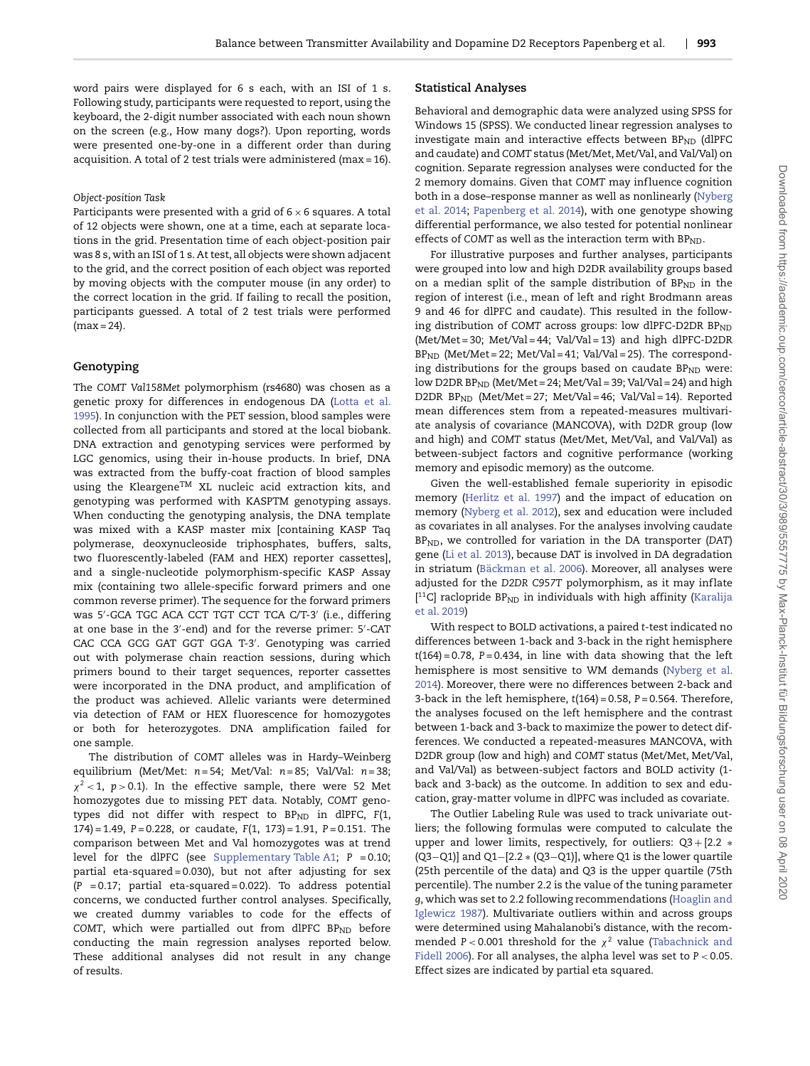word pairs were displayed for 6 s each, with an ISI of 1 s. Following study, participants were requested to report, using the keyboard, the 2-digit number associated with each noun shown on the screen (e.g., How many dogs?). Upon reporting, words were presented one-by-one in a different order than during acquisition. A total of 2 test trials were administered (max = 16).

#### Object-position Task

Participants were presented with a grid of $6 \times 6$ squares. A total of 12 objects were shown, one at a time, each at separate locations in the grid. Presentation time of each object-position pair was 8 s, with an ISI of 1 s. At test, all objects were shown adjacent to the grid, and the correct position of each object was reported by moving objects with the computer mouse (in any order) to the correct location in the grid. If failing to recall the position, participants guessed. A total of 2 test trials were performed (max = 24).

### Genotyping

The *COMT Val158Met* polymorphism (rs4680) was chosen as a genetic proxy for differences in endogenous DA (Lotta et al. 1995). In conjunction with the PET session, blood samples were collected from all participants and stored at the local biobank. DNA extraction and genotyping services were performed by LGC genomics, using their in-house products. In brief, DNA was extracted from the buffy-coat fraction of blood samples using the Kleargene™ XL nucleic acid extraction kits, and genotyping was performed with KASPTM genotyping assays. When conducting the genotyping analysis, the DNA template was mixed with a KASP master mix [containing KASP Taq polymerase, deoxynucleoside triphosphates, buffers, salts, two fluorescently-labeled (FAM and HEX) reporter cassettes], and a single-nucleotide polymorphism-specific KASP Assay mix (containing two allele-specific forward primers and one common reverse primer). The sequence for the forward primers was 5′-GCA TGC ACA CCT TGT CCT TCA C/T-3′ (i.e., differing at one base in the 3′-end) and for the reverse primer: 5′-CAT CAC CCA GCG GAT GGT GGA T-3′. Genotyping was carried out with polymerase chain reaction sessions, during which primers bound to their target sequences, reporter cassettes were incorporated in the DNA product, and amplification of the product was achieved. Allelic variants were determined via detection of FAM or HEX fluorescence for homozygotes or both for heterozygotes. DNA amplification failed for one sample.

The distribution of *COMT* alleles was in Hardy–Weinberg equilibrium (Met/Met: $n = 54$; Met/Val: $n = 85$; Val/Val: $n = 38$; $\chi^2 < 1$, $p > 0.1$). In the effective sample, there were 52 Met homozygotes due to missing PET data. Notably, *COMT* genotypes did not differ with respect to $BP_{ND}$ in dlPFC, $F(1, 174) = 1.49$, $P = 0.228$, or caudate, $F(1, 173) = 1.91$, $P = 0.151$. The comparison between Met and Val homozygotes was at trend level for the dlPFC (see Supplementary Table A1; $P = 0.10$; partial eta-squared = 0.030), but not after adjusting for sex ($P = 0.17$; partial eta-squared = 0.022). To address potential concerns, we conducted further control analyses. Specifically, we created dummy variables to code for the effects of *COMT*, which were partialled out from dlPFC $BP_{ND}$ before conducting the main regression analyses reported below. These additional analyses did not result in any change of results.

### Statistical Analyses

Behavioral and demographic data were analyzed using SPSS for Windows 15 (SPSS). We conducted linear regression analyses to investigate main and interactive effects between $BP_{ND}$ (dlPFC and caudate) and *COMT* status (Met/Met, Met/Val, and Val/Val) on cognition. Separate regression analyses were conducted for the 2 memory domains. Given that *COMT* may influence cognition both in a dose–response manner as well as nonlinearly (Nyberg et al. 2014; Papenberg et al. 2014), with one genotype showing differential performance, we also tested for potential nonlinear effects of *COMT* as well as the interaction term with $BP_{ND}$.

For illustrative purposes and further analyses, participants were grouped into low and high D2DR availability groups based on a median split of the sample distribution of $BP_{ND}$ in the region of interest (i.e., mean of left and right Brodmann areas 9 and 46 for dlPFC and caudate). This resulted in the following distribution of *COMT* across groups: low dlPFC-D2DR $BP_{ND}$ (Met/Met = 30; Met/Val = 44; Val/Val = 13) and high dlPFC-D2DR $BP_{ND}$ (Met/Met = 22; Met/Val = 41; Val/Val = 25). The corresponding distributions for the groups based on caudate $BP_{ND}$ were: low D2DR $BP_{ND}$ (Met/Met = 24; Met/Val = 39; Val/Val = 24) and high D2DR $BP_{ND}$ (Met/Met = 27; Met/Val = 46; Val/Val = 14). Reported mean differences stem from a repeated-measures multivariate analysis of covariance (MANCOVA), with D2DR group (low and high) and *COMT* status (Met/Met, Met/Val, and Val/Val) as between-subject factors and cognitive performance (working memory and episodic memory) as the outcome.

Given the well-established female superiority in episodic memory (Herlitz et al. 1997) and the impact of education on memory (Nyberg et al. 2012), sex and education were included as covariates in all analyses. For the analyses involving caudate $BP_{ND}$, we controlled for variation in the DA transporter (*DAT*) gene (Li et al. 2013), because DAT is involved in DA degradation in striatum (Bäckman et al. 2006). Moreover, all analyses were adjusted for the *D2DR C957T* polymorphism, as it may inflate [$^{11}$C] raclopride $BP_{ND}$ in individuals with high affinity (Karalija et al. 2019)

With respect to BOLD activations, a paired *t*-test indicated no differences between 1-back and 3-back in the right hemisphere $t(164) = 0.78$, $P = 0.434$, in line with data showing that the left hemisphere is most sensitive to WM demands (Nyberg et al. 2014). Moreover, there were no differences between 2-back and 3-back in the left hemisphere, $t(164) = 0.58$, $P = 0.564$. Therefore, the analyses focused on the left hemisphere and the contrast between 1-back and 3-back to maximize the power to detect differences. We conducted a repeated-measures MANCOVA, with D2DR group (low and high) and *COMT* status (Met/Met, Met/Val, and Val/Val) as between-subject factors and BOLD activity (1-back and 3-back) as the outcome. In addition to sex and education, gray-matter volume in dlPFC was included as covariate.

The Outlier Labeling Rule was used to track univariate outliers; the following formulas were computed to calculate the upper and lower limits, respectively, for outliers: $Q3 + [2.2 * (Q3 - Q1)]$ and $Q1 - [2.2 * (Q3 - Q1)]$, where Q1 is the lower quartile (25th percentile of the data) and Q3 is the upper quartile (75th percentile). The number 2.2 is the value of the tuning parameter *g*, which was set to 2.2 following recommendations (Hoaglin and Iglewicz 1987). Multivariate outliers within and across groups were determined using Mahalanobi's distance, with the recommended $P < 0.001$ threshold for the $\chi^2$ value (Tabachnick and Fidell 2006). For all analyses, the alpha level was set to $P < 0.05$. Effect sizes are indicated by partial eta squared.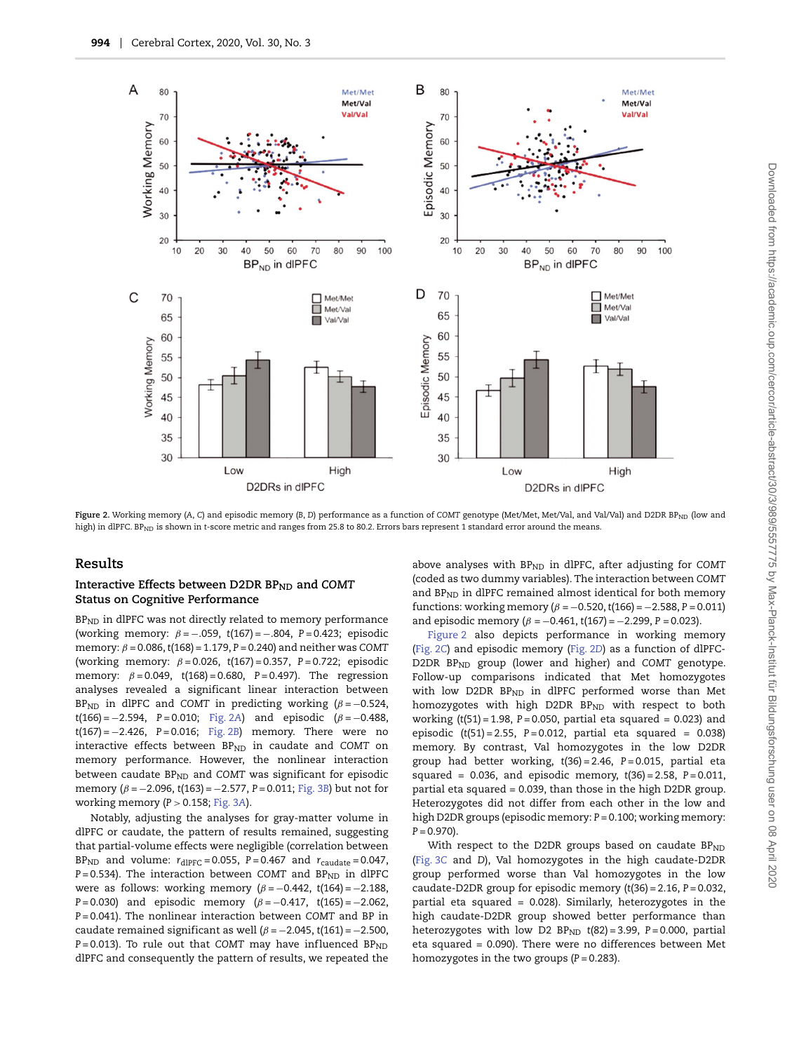Figure 2. Working memory (A, C) and episodic memory (B, D) performance as a function of COMT genotype (Met/Met, Met/Val, and Val/Val) and D2DR $BP_{ND}$ (low and high) in dlPFC. $BP_{ND}$ is shown in t-score metric and ranges from 25.8 to 80.2. Errors bars represent 1 standard error around the means.

## Results

### Interactive Effects between D2DR $BP_{ND}$ and COMT Status on Cognitive Performance

$BP_{ND}$ in dlPFC was not directly related to memory performance (working memory: $\beta = -.059$, $t(167) = -.804$, $P = 0.423$; episodic memory: $\beta = 0.086$, $t(168) = 1.179$, $P = 0.240$) and neither was COMT (working memory: $\beta = 0.026$, $t(167) = 0.357$, $P = 0.722$; episodic memory: $\beta = 0.049$, $t(168) = 0.680$, $P = 0.497$). The regression analyses revealed a significant linear interaction between $BP_{ND}$ in dlPFC and COMT in predicting working ($\beta = -0.524$, $t(166) = -2.594$, $P = 0.010$; Fig. 2A) and episodic ($\beta = -0.488$, $t(167) = -2.426$, $P = 0.016$; Fig. 2B) memory. There were no interactive effects between $BP_{ND}$ in caudate and COMT on memory performance. However, the nonlinear interaction between caudate $BP_{ND}$ and COMT was significant for episodic memory ($\beta = -2.096$, $t(163) = -2.577$, $P = 0.011$; Fig. 3B) but not for working memory ($P > 0.158$; Fig. 3A).

Notably, adjusting the analyses for gray-matter volume in dlPFC or caudate, the pattern of results remained, suggesting that partial-volume effects were negligible (correlation between $BP_{ND}$ and volume: $r_{dlPFC} = 0.055$, $P = 0.467$ and $r_{caudate} = 0.047$, $P = 0.534$). The interaction between COMT and $BP_{ND}$ in dlPFC were as follows: working memory ($\beta = -0.442$, $t(164) = -2.188$, $P = 0.030$) and episodic memory ($\beta = -0.417$, $t(165) = -2.062$, $P = 0.041$). The nonlinear interaction between COMT and BP in caudate remained significant as well ($\beta = -2.045$, $t(161) = -2.500$, $P = 0.013$). To rule out that COMT may have influenced $BP_{ND}$ dlPFC and consequently the pattern of results, we repeated the above analyses with $BP_{ND}$ in dlPFC, after adjusting for COMT (coded as two dummy variables). The interaction between COMT and $BP_{ND}$ in dlPFC remained almost identical for both memory functions: working memory ($\beta = -0.520$, $t(166) = -2.588$, $P = 0.011$) and episodic memory ($\beta = -0.461$, $t(167) = -2.299$, $P = 0.023$).

Figure 2 also depicts performance in working memory (Fig. 2C) and episodic memory (Fig. 2D) as a function of dlPFC-D2DR $BP_{ND}$ group (lower and higher) and COMT genotype. Follow-up comparisons indicated that Met homozygotes with low D2DR $BP_{ND}$ in dlPFC performed worse than Met homozygotes with high D2DR $BP_{ND}$ with respect to both working ($t(51) = 1.98$, $P = 0.050$, partial eta squared = 0.023) and episodic ($t(51) = 2.55$, $P = 0.012$, partial eta squared = 0.038) memory. By contrast, Val homozygotes in the low D2DR group had better working, $t(36) = 2.46$, $P = 0.015$, partial eta squared = 0.036, and episodic memory, $t(36) = 2.58$, $P = 0.011$, partial eta squared = 0.039, than those in the high D2DR group. Heterozygotes did not differ from each other in the low and high D2DR groups (episodic memory: $P = 0.100$; working memory: $P = 0.970$).

With respect to the D2DR groups based on caudate $BP_{ND}$ (Fig. 3C and D), Val homozygotes in the high caudate-D2DR group performed worse than Val homozygotes in the low caudate-D2DR group for episodic memory ($t(36) = 2.16$, $P = 0.032$, partial eta squared = 0.028). Similarly, heterozygotes in the high caudate-D2DR group showed better performance than heterozygotes with low D2 $BP_{ND}$ $t(82) = 3.99$, $P = 0.000$, partial eta squared = 0.090). There were no differences between Met homozygotes in the two groups ($P = 0.283$).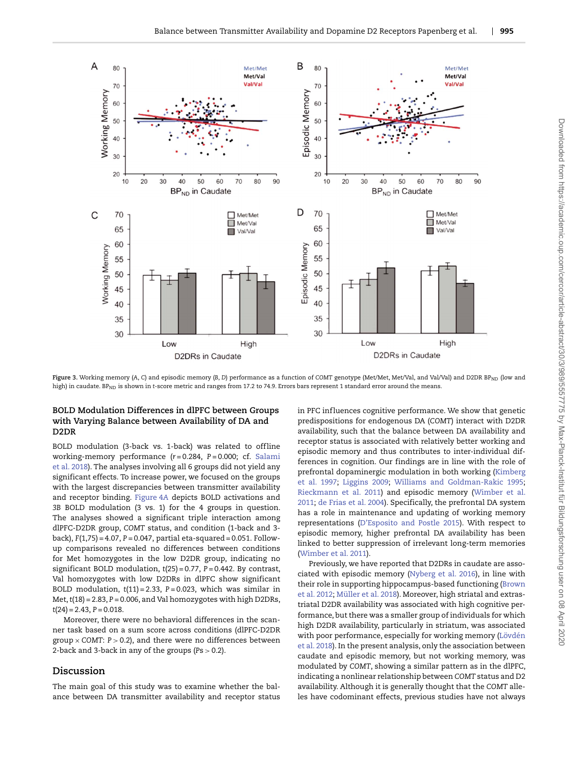**Figure 3.** Working memory (*A*, *C*) and episodic memory (*B*, *D*) performance as a function of *COMT* genotype (Met/Met, Met/Val, and Val/Val) and D2DR $BP_{ND}$ (low and high) in caudate. $BP_{ND}$ is shown in t-score metric and ranges from 17.2 to 74.9. Errors bars represent 1 standard error around the means.

### BOLD Modulation Differences in dlPFC between Groups with Varying Balance between Availability of DA and D2DR

BOLD modulation (3-back vs. 1-back) was related to offline working-memory performance ($r = 0.284$, $P = 0.000$; cf. Salami et al. 2018). The analyses involving all 6 groups did not yield any significant effects. To increase power, we focused on the groups with the largest discrepancies between transmitter availability and receptor binding. Figure 4A depicts BOLD activations and 3B BOLD modulation (3 vs. 1) for the 4 groups in question. The analyses showed a significant triple interaction among dlPFC-D2DR group, *COMT* status, and condition (1-back and 3-back), $F(1,75) = 4.07$, $P = 0.047$, partial eta-squared = 0.051. Follow-up comparisons revealed no differences between conditions for Met homozygotes in the low D2DR group, indicating no significant BOLD modulation, $t(25) = 0.77$, $P = 0.442$. By contrast, Val homozygotes with low D2DRs in dlPFC show significant BOLD modulation, $t(11) = 2.33$, $P = 0.023$, which was similar in Met, $t(18) = 2.83$, $P = 0.006$, and Val homozygotes with high D2DRs, $t(24) = 2.43$, $P = 0.018$.

Moreover, there were no behavioral differences in the scanner task based on a sum score across conditions (dlPFC-D2DR group × *COMT*: $P > 0.2$), and there were no differences between 2-back and 3-back in any of the groups ($Ps > 0.2$).

## Discussion

The main goal of this study was to examine whether the balance between DA transmitter availability and receptor status in PFC influences cognitive performance. We show that genetic predispositions for endogenous DA (*COMT*) interact with D2DR availability, such that the balance between DA availability and receptor status is associated with relatively better working and episodic memory and thus contributes to inter-individual differences in cognition. Our findings are in line with the role of prefrontal dopaminergic modulation in both working (Kimberg et al. 1997; Liggins 2009; Williams and Goldman-Rakic 1995; Rieckmann et al. 2011) and episodic memory (Wimber et al. 2011; de Frias et al. 2004). Specifically, the prefrontal DA system has a role in maintenance and updating of working memory representations (D'Esposito and Postle 2015). With respect to episodic memory, higher prefrontal DA availability has been linked to better suppression of irrelevant long-term memories (Wimber et al. 2011).

Previously, we have reported that D2DRs in caudate are associated with episodic memory (Nyberg et al. 2016), in line with their role in supporting hippocampus-based functioning (Brown et al. 2012; Müller et al. 2018). Moreover, high striatal and extrastriatal D2DR availability was associated with high cognitive performance, but there was a smaller group of individuals for which high D2DR availability, particularly in striatum, was associated with poor performance, especially for working memory (Lövdén et al. 2018). In the present analysis, only the association between caudate and episodic memory, but not working memory, was modulated by *COMT*, showing a similar pattern as in the dlPFC, indicating a nonlinear relationship between *COMT* status and D2 availability. Although it is generally thought that the *COMT* alleles have codominant effects, previous studies have not always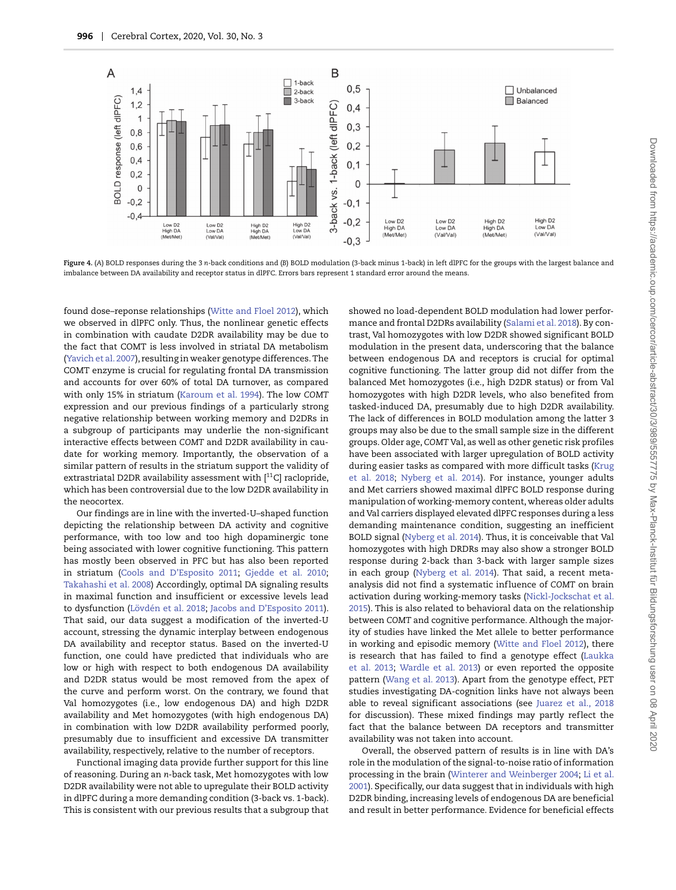**Figure 4.** (A) BOLD responses during the 3 n-back conditions and (B) BOLD modulation (3-back minus 1-back) in left dlPFC for the groups with the largest balance and imbalance between DA availability and receptor status in dlPFC. Errors bars represent 1 standard error around the means.

found dose–reponse relationships (Witte and Floel 2012), which we observed in dlPFC only. Thus, the nonlinear genetic effects in combination with caudate D2DR availability may be due to the fact that COMT is less involved in striatal DA metabolism (Yavich et al. 2007), resulting in weaker genotype differences. The COMT enzyme is crucial for regulating frontal DA transmission and accounts for over 60% of total DA turnover, as compared with only 15% in striatum (Karoum et al. 1994). The low *COMT* expression and our previous findings of a particularly strong negative relationship between working memory and D2DRs in a subgroup of participants may underlie the non-significant interactive effects between *COMT* and D2DR availability in caudate for working memory. Importantly, the observation of a similar pattern of results in the striatum support the validity of extrastriatal D2DR availability assessment with [$^{11}$C] raclopride, which has been controversial due to the low D2DR availability in the neocortex.

Our findings are in line with the inverted-U–shaped function depicting the relationship between DA activity and cognitive performance, with too low and too high dopaminergic tone being associated with lower cognitive functioning. This pattern has mostly been observed in PFC but has also been reported in striatum (Cools and D'Esposito 2011; Gjedde et al. 2010; Takahashi et al. 2008) Accordingly, optimal DA signaling results in maximal function and insufficient or excessive levels lead to dysfunction (Lövdén et al. 2018; Jacobs and D'Esposito 2011). That said, our data suggest a modification of the inverted-U account, stressing the dynamic interplay between endogenous DA availability and receptor status. Based on the inverted-U function, one could have predicted that individuals who are low or high with respect to both endogenous DA availability and D2DR status would be most removed from the apex of the curve and perform worst. On the contrary, we found that Val homozygotes (i.e., low endogenous DA) and high D2DR availability and Met homozygotes (with high endogenous DA) in combination with low D2DR availability performed poorly, presumably due to insufficient and excessive DA transmitter availability, respectively, relative to the number of receptors.

Functional imaging data provide further support for this line of reasoning. During an *n*-back task, Met homozygotes with low D2DR availability were not able to upregulate their BOLD activity in dlPFC during a more demanding condition (3-back vs. 1-back). This is consistent with our previous results that a subgroup that showed no load-dependent BOLD modulation had lower performance and frontal D2DRs availability (Salami et al. 2018). By contrast, Val homozygotes with low D2DR showed significant BOLD modulation in the present data, underscoring that the balance between endogenous DA and receptors is crucial for optimal cognitive functioning. The latter group did not differ from the balanced Met homozygotes (i.e., high D2DR status) or from Val homozygotes with high D2DR levels, who also benefited from tasked-induced DA, presumably due to high D2DR availability. The lack of differences in BOLD modulation among the latter 3 groups may also be due to the small sample size in the different groups. Older age, *COMT* Val, as well as other genetic risk profiles have been associated with larger upregulation of BOLD activity during easier tasks as compared with more difficult tasks (Krug et al. 2018; Nyberg et al. 2014). For instance, younger adults and Met carriers showed maximal dlPFC BOLD response during manipulation of working-memory content, whereas older adults and Val carriers displayed elevated dlPFC responses during a less demanding maintenance condition, suggesting an inefficient BOLD signal (Nyberg et al. 2014). Thus, it is conceivable that Val homozygotes with high DRDRs may also show a stronger BOLD response during 2-back than 3-back with larger sample sizes in each group (Nyberg et al. 2014). That said, a recent meta-analysis did not find a systematic influence of *COMT* on brain activation during working-memory tasks (Nickl-Jockschat et al. 2015). This is also related to behavioral data on the relationship between *COMT* and cognitive performance. Although the majority of studies have linked the Met allele to better performance in working and episodic memory (Witte and Floel 2012), there is research that has failed to find a genotype effect (Laukka et al. 2013; Wardle et al. 2013) or even reported the opposite pattern (Wang et al. 2013). Apart from the genotype effect, PET studies investigating DA-cognition links have not always been able to reveal significant associations (see Juarez et al., 2018 for discussion). These mixed findings may partly reflect the fact that the balance between DA receptors and transmitter availability was not taken into account.

Overall, the observed pattern of results is in line with DA's role in the modulation of the signal-to-noise ratio of information processing in the brain (Winterer and Weinberger 2004; Li et al. 2001). Specifically, our data suggest that in individuals with high D2DR binding, increasing levels of endogenous DA are beneficial and result in better performance. Evidence for beneficial effects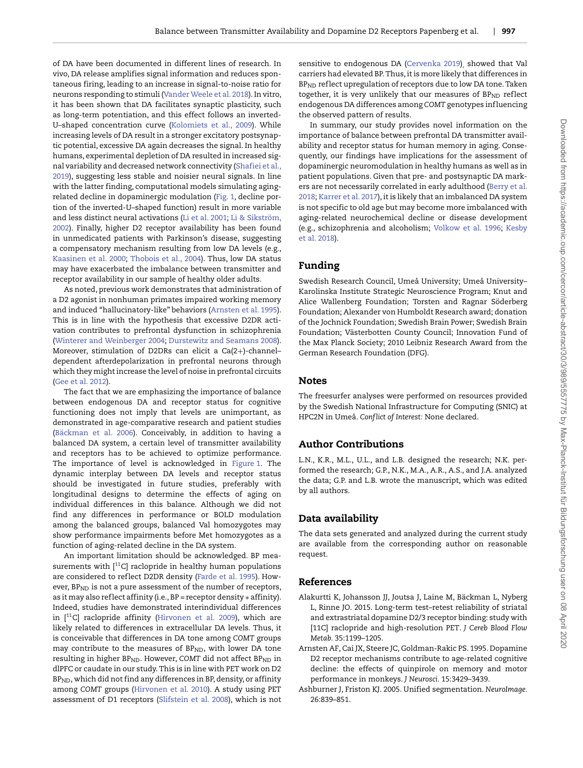of DA have been documented in different lines of research. In vivo, DA release amplifies signal information and reduces spontaneous firing, leading to an increase in signal-to-noise ratio for neurons responding to stimuli (Vander Weele et al. 2018). In vitro, it has been shown that DA facilitates synaptic plasticity, such as long-term potentiation, and this effect follows an inverted-U–shaped concentration curve (Kolomiets et al., 2009). While increasing levels of DA result in a stronger excitatory postsynaptic potential, excessive DA again decreases the signal. In healthy humans, experimental depletion of DA resulted in increased signal variability and decreased network connectivity (Shafiei et al., 2019), suggesting less stable and noisier neural signals. In line with the latter finding, computational models simulating aging-related decline in dopaminergic modulation (Fig. 1, decline portion of the inverted-U–shaped function) result in more variable and less distinct neural activations (Li et al. 2001; Li & Sikström, 2002). Finally, higher D2 receptor availability has been found in unmedicated patients with Parkinson's disease, suggesting a compensatory mechanism resulting from low DA levels (e.g., Kaasinen et al. 2000; Thobois et al., 2004). Thus, low DA status may have exacerbated the imbalance between transmitter and receptor availability in our sample of healthy older adults.

As noted, previous work demonstrates that administration of a D2 agonist in nonhuman primates impaired working memory and induced "hallucinatory-like" behaviors (Arnsten et al. 1995). This is in line with the hypothesis that excessive D2DR activation contributes to prefrontal dysfunction in schizophrenia (Winterer and Weinberger 2004; Durstewitz and Seamans 2008). Moreover, stimulation of D2DRs can elicit a Ca(2+)-channel–dependent afterdepolarization in prefrontal neurons through which they might increase the level of noise in prefrontal circuits (Gee et al. 2012).

The fact that we are emphasizing the importance of balance between endogenous DA and receptor status for cognitive functioning does not imply that levels are unimportant, as demonstrated in age-comparative research and patient studies (Bäckman et al. 2006). Conceivably, in addition to having a balanced DA system, a certain level of transmitter availability and receptors has to be achieved to optimize performance. The importance of level is acknowledged in Figure 1. The dynamic interplay between DA levels and receptor status should be investigated in future studies, preferably with longitudinal designs to determine the effects of aging on individual differences in this balance. Although we did not find any differences in performance or BOLD modulation among the balanced groups, balanced Val homozygotes may show performance impairments before Met homozygotes as a function of aging-related decline in the DA system.

An important limitation should be acknowledged. BP measurements with [$^{11}$C] raclopride in healthy human populations are considered to reflect D2DR density (Farde et al. 1995). However, $BP_{ND}$ is not a pure assessment of the number of receptors, as it may also reflect affinity (i.e., BP = receptor density ∗ affinity). Indeed, studies have demonstrated interindividual differences in [$^{11}$C] raclopride affinity (Hirvonen et al. 2009), which are likely related to differences in extracellular DA levels. Thus, it is conceivable that differences in DA tone among *COMT* groups may contribute to the measures of $BP_{ND}$, with lower DA tone resulting in higher $BP_{ND}$. However, *COMT* did not affect $BP_{ND}$ in dlPFC or caudate in our study. This is in line with PET work on D2 $BP_{ND}$, which did not find any differences in BP, density, or affinity among *COMT* groups (Hirvonen et al. 2010). A study using PET assessment of D1 receptors (Slifstein et al. 2008), which is not sensitive to endogenous DA (Cervenka 2019), showed that Val carriers had elevated BP. Thus, it is more likely that differences in $BP_{ND}$ reflect upregulation of receptors due to low DA tone. Taken together, it is very unlikely that our measures of $BP_{ND}$ reflect endogenous DA differences among *COMT* genotypes influencing the observed pattern of results.

In summary, our study provides novel information on the importance of balance between prefrontal DA transmitter availability and receptor status for human memory in aging. Consequently, our findings have implications for the assessment of dopaminergic neuromodulation in healthy humans as well as in patient populations. Given that pre- and postsynaptic DA markers are not necessarily correlated in early adulthood (Berry et al. 2018; Karrer et al. 2017), it is likely that an imbalanced DA system is not specific to old age but may become more imbalanced with aging-related neurochemical decline or disease development (e.g., schizophrenia and alcoholism; Volkow et al. 1996; Kesby et al. 2018).

## Funding

Swedish Research Council, Umeå University; Umeå University–Karolinska Institute Strategic Neuroscience Program; Knut and Alice Wallenberg Foundation; Torsten and Ragnar Söderberg Foundation; Alexander von Humboldt Research award; donation of the Jochnick Foundation; Swedish Brain Power; Swedish Brain Foundation; Västerbotten County Council; Innovation Fund of the Max Planck Society; 2010 Leibniz Research Award from the German Research Foundation (DFG).

## Notes

The freesurfer analyses were performed on resources provided by the Swedish National Infrastructure for Computing (SNIC) at HPC2N in Umeå. *Conflict of Interest:* None declared.

## Author Contributions

L.N., K.R., M.L., U.L., and L.B. designed the research; N.K. performed the research; G.P., N.K., M.A., A.R., A.S., and J.A. analyzed the data; G.P. and L.B. wrote the manuscript, which was edited by all authors.

## Data availability

The data sets generated and analyzed during the current study are available from the corresponding author on reasonable request.

## References

Alakurtti K, Johansson JJ, Joutsa J, Laine M, Bäckman L, Nyberg L, Rinne JO. 2015. Long-term test–retest reliability of striatal and extrastriatal dopamine D2/3 receptor binding: study with [11C] raclopride and high-resolution PET. *J Cereb Blood Flow Metab.* 35:1199–1205.

Arnsten AF, Cai JX, Steere JC, Goldman-Rakic PS. 1995. Dopamine D2 receptor mechanisms contribute to age-related cognitive decline: the effects of quinpirole on memory and motor performance in monkeys. *J Neurosci.* 15:3429–3439.

Ashburner J, Friston KJ. 2005. Unified segmentation. *NeuroImage.* 26:839–851.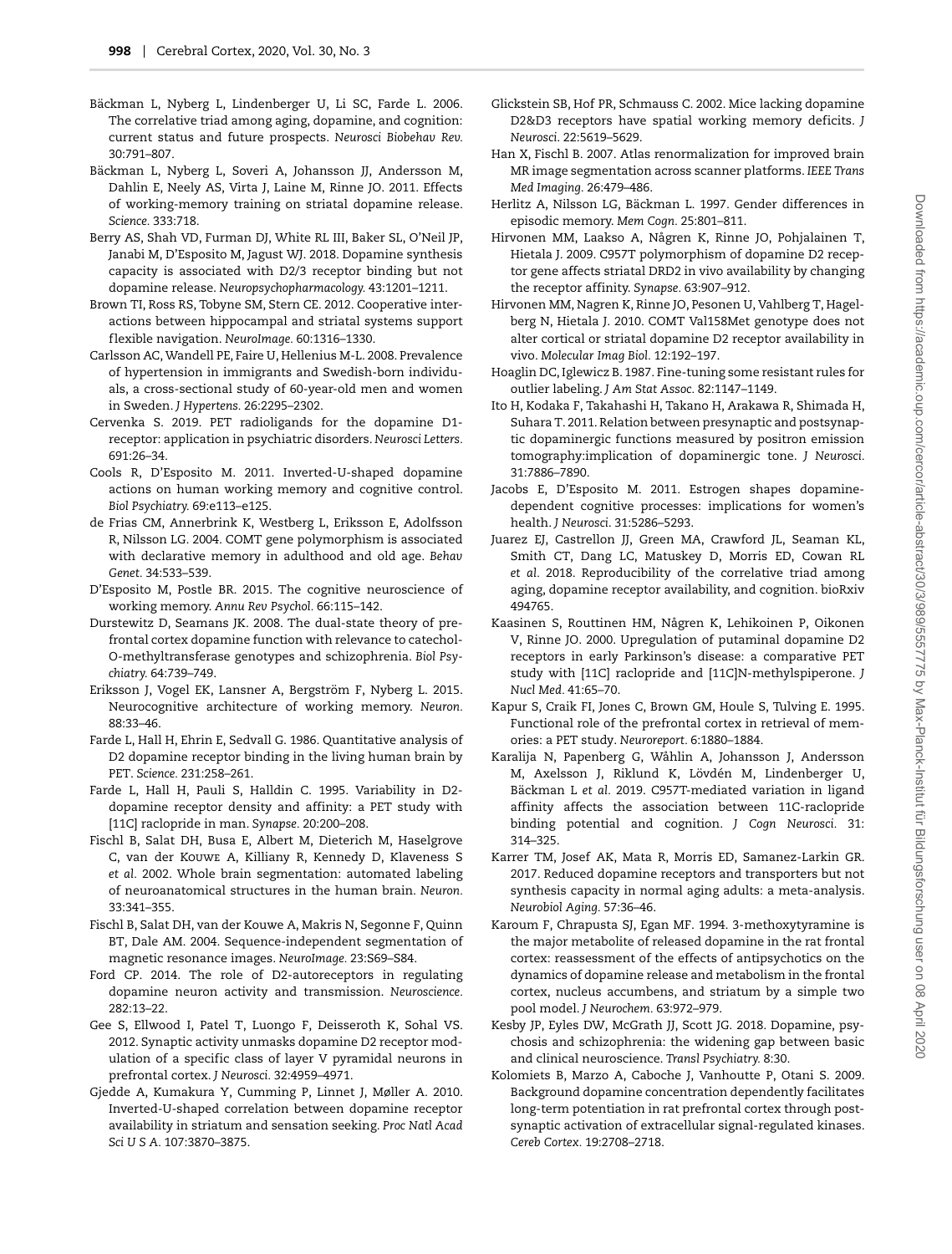Bäckman L, Nyberg L, Lindenberger U, Li SC, Farde L. 2006. The correlative triad among aging, dopamine, and cognition: current status and future prospects. *Neurosci Biobehav Rev.* 30:791–807.

Bäckman L, Nyberg L, Soveri A, Johansson JJ, Andersson M, Dahlin E, Neely AS, Virta J, Laine M, Rinne JO. 2011. Effects of working-memory training on striatal dopamine release. *Science.* 333:718.

Berry AS, Shah VD, Furman DJ, White RL III, Baker SL, O'Neil JP, Janabi M, D'Esposito M, Jagust WJ. 2018. Dopamine synthesis capacity is associated with D2/3 receptor binding but not dopamine release. *Neuropsychopharmacology.* 43:1201–1211.

Brown TI, Ross RS, Tobyne SM, Stern CE. 2012. Cooperative interactions between hippocampal and striatal systems support flexible navigation. *NeuroImage.* 60:1316–1330.

Carlsson AC, Wandell PE, Faire U, Hellenius M-L. 2008. Prevalence of hypertension in immigrants and Swedish-born individuals, a cross-sectional study of 60-year-old men and women in Sweden. *J Hypertens.* 26:2295–2302.

Cervenka S. 2019. PET radioligands for the dopamine D1-receptor: application in psychiatric disorders. *Neurosci Letters.* 691:26–34.

Cools R, D'Esposito M. 2011. Inverted-U-shaped dopamine actions on human working memory and cognitive control. *Biol Psychiatry.* 69:e113–e125.

de Frias CM, Annerbrink K, Westberg L, Eriksson E, Adolfsson R, Nilsson LG. 2004. COMT gene polymorphism is associated with declarative memory in adulthood and old age. *Behav Genet.* 34:533–539.

D'Esposito M, Postle BR. 2015. The cognitive neuroscience of working memory. *Annu Rev Psychol.* 66:115–142.

Durstewitz D, Seamans JK. 2008. The dual-state theory of prefrontal cortex dopamine function with relevance to catechol-O-methyltransferase genotypes and schizophrenia. *Biol Psychiatry.* 64:739–749.

Eriksson J, Vogel EK, Lansner A, Bergström F, Nyberg L. 2015. Neurocognitive architecture of working memory. *Neuron.* 88:33–46.

Farde L, Hall H, Ehrin E, Sedvall G. 1986. Quantitative analysis of D2 dopamine receptor binding in the living human brain by PET. *Science.* 231:258–261.

Farde L, Hall H, Pauli S, Halldin C. 1995. Variability in D2-dopamine receptor density and affinity: a PET study with [11C] raclopride in man. *Synapse.* 20:200–208.

Fischl B, Salat DH, Busa E, Albert M, Dieterich M, Haselgrove C, van der Kouwe A, Killiany R, Kennedy D, Klaveness S *et al.* 2002. Whole brain segmentation: automated labeling of neuroanatomical structures in the human brain. *Neuron.* 33:341–355.

Fischl B, Salat DH, van der Kouwe A, Makris N, Segonne F, Quinn BT, Dale AM. 2004. Sequence-independent segmentation of magnetic resonance images. *NeuroImage.* 23:S69–S84.

Ford CP. 2014. The role of D2-autoreceptors in regulating dopamine neuron activity and transmission. *Neuroscience.* 282:13–22.

Gee S, Ellwood I, Patel T, Luongo F, Deisseroth K, Sohal VS. 2012. Synaptic activity unmasks dopamine D2 receptor modulation of a specific class of layer V pyramidal neurons in prefrontal cortex. *J Neurosci.* 32:4959–4971.

Gjedde A, Kumakura Y, Cumming P, Linnet J, Møller A. 2010. Inverted-U-shaped correlation between dopamine receptor availability in striatum and sensation seeking. *Proc Natl Acad Sci U S A.* 107:3870–3875.

Glickstein SB, Hof PR, Schmauss C. 2002. Mice lacking dopamine D2&D3 receptors have spatial working memory deficits. *J Neurosci.* 22:5619–5629.

Han X, Fischl B. 2007. Atlas renormalization for improved brain MR image segmentation across scanner platforms. *IEEE Trans Med Imaging.* 26:479–486.

Herlitz A, Nilsson LG, Bäckman L. 1997. Gender differences in episodic memory. *Mem Cogn.* 25:801–811.

Hirvonen MM, Laakso A, Någren K, Rinne JO, Pohjalainen T, Hietala J. 2009. C957T polymorphism of dopamine D2 receptor gene affects striatal DRD2 in vivo availability by changing the receptor affinity. *Synapse.* 63:907–912.

Hirvonen MM, Nagren K, Rinne JO, Pesonen U, Vahlberg T, Hagelberg N, Hietala J. 2010. COMT Val158Met genotype does not alter cortical or striatal dopamine D2 receptor availability in vivo. *Molecular Imag Biol.* 12:192–197.

Hoaglin DC, Iglewicz B. 1987. Fine-tuning some resistant rules for outlier labeling. *J Am Stat Assoc.* 82:1147–1149.

Ito H, Kodaka F, Takahashi H, Takano H, Arakawa R, Shimada H, Suhara T. 2011. Relation between presynaptic and postsynaptic dopaminergic functions measured by positron emission tomography:implication of dopaminergic tone. *J Neurosci.* 31:7886–7890.

Jacobs E, D'Esposito M. 2011. Estrogen shapes dopamine-dependent cognitive processes: implications for women's health. *J Neurosci.* 31:5286–5293.

Juarez EJ, Castrellon JJ, Green MA, Crawford JL, Seaman KL, Smith CT, Dang LC, Matuskey D, Morris ED, Cowan RL *et al.* 2018. Reproducibility of the correlative triad among aging, dopamine receptor availability, and cognition. bioRxiv 494765.

Kaasinen S, Routtinen HM, Någren K, Lehikoinen P, Oikonen V, Rinne JO. 2000. Upregulation of putaminal dopamine D2 receptors in early Parkinson's disease: a comparative PET study with [11C] raclopride and [11C]N-methylspiperone. *J Nucl Med.* 41:65–70.

Kapur S, Craik FI, Jones C, Brown GM, Houle S, Tulving E. 1995. Functional role of the prefrontal cortex in retrieval of memories: a PET study. *Neuroreport.* 6:1880–1884.

Karalija N, Papenberg G, Wåhlin A, Johansson J, Andersson M, Axelsson J, Riklund K, Lövdén M, Lindenberger U, Bäckman L *et al.* 2019. C957T-mediated variation in ligand affinity affects the association between 11C-raclopride binding potential and cognition. *J Cogn Neurosci.* 31: 314–325.

Karrer TM, Josef AK, Mata R, Morris ED, Samanez-Larkin GR. 2017. Reduced dopamine receptors and transporters but not synthesis capacity in normal aging adults: a meta-analysis. *Neurobiol Aging.* 57:36–46.

Karoum F, Chrapusta SJ, Egan MF. 1994. 3-methoxytyramine is the major metabolite of released dopamine in the rat frontal cortex: reassessment of the effects of antipsychotics on the dynamics of dopamine release and metabolism in the frontal cortex, nucleus accumbens, and striatum by a simple two pool model. *J Neurochem.* 63:972–979.

Kesby JP, Eyles DW, McGrath JJ, Scott JG. 2018. Dopamine, psychosis and schizophrenia: the widening gap between basic and clinical neuroscience. *Transl Psychiatry.* 8:30.

Kolomiets B, Marzo A, Caboche J, Vanhoutte P, Otani S. 2009. Background dopamine concentration dependently facilitates long-term potentiation in rat prefrontal cortex through postsynaptic activation of extracellular signal-regulated kinases. *Cereb Cortex.* 19:2708–2718.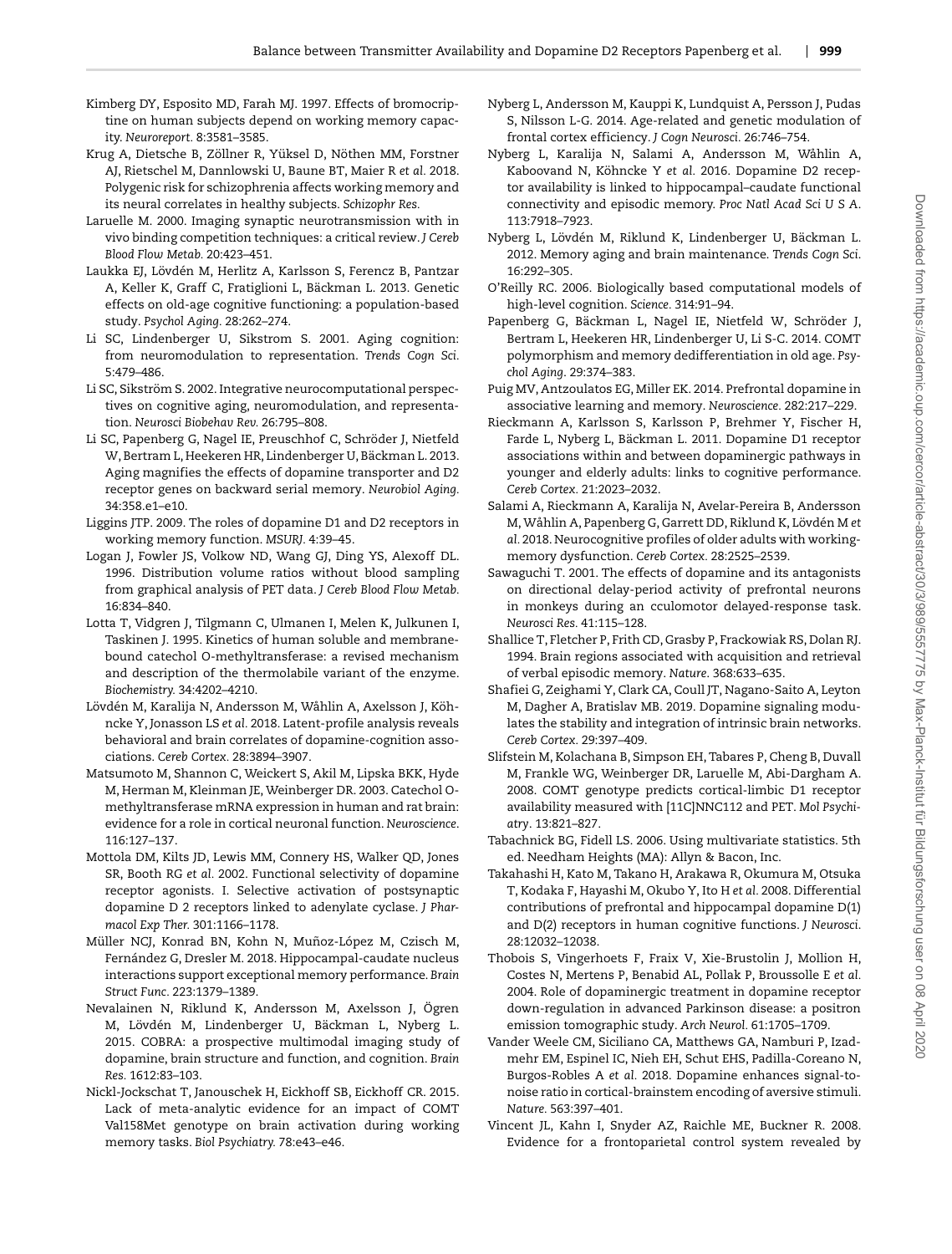Kimberg DY, Esposito MD, Farah MJ. 1997. Effects of bromocriptine on human subjects depend on working memory capacity. *Neuroreport*. 8:3581–3585.

Krug A, Dietsche B, Zöllner R, Yüksel D, Nöthen MM, Forstner AJ, Rietschel M, Dannlowski U, Baune BT, Maier R *et al*. 2018. Polygenic risk for schizophrenia affects working memory and its neural correlates in healthy subjects. *Schizophr Res*.

Laruelle M. 2000. Imaging synaptic neurotransmission with in vivo binding competition techniques: a critical review. *J Cereb Blood Flow Metab*. 20:423–451.

Laukka EJ, Lövdén M, Herlitz A, Karlsson S, Ferencz B, Pantzar A, Keller K, Graff C, Fratiglioni L, Bäckman L. 2013. Genetic effects on old-age cognitive functioning: a population-based study. *Psychol Aging*. 28:262–274.

Li SC, Lindenberger U, Sikstrom S. 2001. Aging cognition: from neuromodulation to representation. *Trends Cogn Sci*. 5:479–486.

Li SC, Sikström S. 2002. Integrative neurocomputational perspectives on cognitive aging, neuromodulation, and representation. *Neurosci Biobehav Rev*. 26:795–808.

Li SC, Papenberg G, Nagel IE, Preuschhof C, Schröder J, Nietfeld W, Bertram L, Heekeren HR, Lindenberger U, Bäckman L. 2013. Aging magnifies the effects of dopamine transporter and D2 receptor genes on backward serial memory. *Neurobiol Aging*. 34:358.e1–e10.

Liggins JTP. 2009. The roles of dopamine D1 and D2 receptors in working memory function. *MSURJ*. 4:39–45.

Logan J, Fowler JS, Volkow ND, Wang GJ, Ding YS, Alexoff DL. 1996. Distribution volume ratios without blood sampling from graphical analysis of PET data. *J Cereb Blood Flow Metab*. 16:834–840.

Lotta T, Vidgren J, Tilgmann C, Ulmanen I, Melen K, Julkunen I, Taskinen J. 1995. Kinetics of human soluble and membrane-bound catechol O-methyltransferase: a revised mechanism and description of the thermolabile variant of the enzyme. *Biochemistry*. 34:4202–4210.

Lövdén M, Karalija N, Andersson M, Wåhlin A, Axelsson J, Köhncke Y, Jonasson LS *et al*. 2018. Latent-profile analysis reveals behavioral and brain correlates of dopamine-cognition associations. *Cereb Cortex*. 28:3894–3907.

Matsumoto M, Shannon C, Weickert S, Akil M, Lipska BKK, Hyde M, Herman M, Kleinman JE, Weinberger DR. 2003. Catechol O-methyltransferase mRNA expression in human and rat brain: evidence for a role in cortical neuronal function. *Neuroscience*. 116:127–137.

Mottola DM, Kilts JD, Lewis MM, Connery HS, Walker QD, Jones SR, Booth RG *et al*. 2002. Functional selectivity of dopamine receptor agonists. I. Selective activation of postsynaptic dopamine D 2 receptors linked to adenylate cyclase. *J Pharmacol Exp Ther*. 301:1166–1178.

Müller NCJ, Konrad BN, Kohn N, Muñoz-López M, Czisch M, Fernández G, Dresler M. 2018. Hippocampal-caudate nucleus interactions support exceptional memory performance. *Brain Struct Func*. 223:1379–1389.

Nevalainen N, Riklund K, Andersson M, Axelsson J, Ögren M, Lövdén M, Lindenberger U, Bäckman L, Nyberg L. 2015. COBRA: a prospective multimodal imaging study of dopamine, brain structure and function, and cognition. *Brain Res*. 1612:83–103.

Nickl-Jockschat T, Janouschek H, Eickhoff SB, Eickhoff CR. 2015. Lack of meta-analytic evidence for an impact of COMT Val158Met genotype on brain activation during working memory tasks. *Biol Psychiatry*. 78:e43–e46.

Nyberg L, Andersson M, Kauppi K, Lundquist A, Persson J, Pudas S, Nilsson L-G. 2014. Age-related and genetic modulation of frontal cortex efficiency. *J Cogn Neurosci*. 26:746–754.

Nyberg L, Karalija N, Salami A, Andersson M, Wåhlin A, Kaboovand N, Köhncke Y *et al*. 2016. Dopamine D2 receptor availability is linked to hippocampal–caudate functional connectivity and episodic memory. *Proc Natl Acad Sci U S A*. 113:7918–7923.

Nyberg L, Lövdén M, Riklund K, Lindenberger U, Bäckman L. 2012. Memory aging and brain maintenance. *Trends Cogn Sci*. 16:292–305.

O'Reilly RC. 2006. Biologically based computational models of high-level cognition. *Science*. 314:91–94.

Papenberg G, Bäckman L, Nagel IE, Nietfeld W, Schröder J, Bertram L, Heekeren HR, Lindenberger U, Li S-C. 2014. COMT polymorphism and memory dedifferentiation in old age. *Psychol Aging*. 29:374–383.

Puig MV, Antzoulatos EG, Miller EK. 2014. Prefrontal dopamine in associative learning and memory. *Neuroscience*. 282:217–229.

Rieckmann A, Karlsson S, Karlsson P, Brehmer Y, Fischer H, Farde L, Nyberg L, Bäckman L. 2011. Dopamine D1 receptor associations within and between dopaminergic pathways in younger and elderly adults: links to cognitive performance. *Cereb Cortex*. 21:2023–2032.

Salami A, Rieckmann A, Karalija N, Avelar-Pereira B, Andersson M, Wåhlin A, Papenberg G, Garrett DD, Riklund K, Lövdén M *et al*. 2018. Neurocognitive profiles of older adults with working-memory dysfunction. *Cereb Cortex*. 28:2525–2539.

Sawaguchi T. 2001. The effects of dopamine and its antagonists on directional delay-period activity of prefrontal neurons in monkeys during an cculomotor delayed-response task. *Neurosci Res*. 41:115–128.

Shallice T, Fletcher P, Frith CD, Grasby P, Frackowiak RS, Dolan RJ. 1994. Brain regions associated with acquisition and retrieval of verbal episodic memory. *Nature*. 368:633–635.

Shafiei G, Zeighami Y, Clark CA, Coull JT, Nagano-Saito A, Leyton M, Dagher A, Bratislav MB. 2019. Dopamine signaling modulates the stability and integration of intrinsic brain networks. *Cereb Cortex*. 29:397–409.

Slifstein M, Kolachana B, Simpson EH, Tabares P, Cheng B, Duvall M, Frankle WG, Weinberger DR, Laruelle M, Abi-Dargham A. 2008. COMT genotype predicts cortical-limbic D1 receptor availability measured with [11C]NNC112 and PET. *Mol Psychiatry*. 13:821–827.

Tabachnick BG, Fidell LS. 2006. Using multivariate statistics. 5th ed. Needham Heights (MA): Allyn & Bacon, Inc.

Takahashi H, Kato M, Takano H, Arakawa R, Okumura M, Otsuka T, Kodaka F, Hayashi M, Okubo Y, Ito H *et al*. 2008. Differential contributions of prefrontal and hippocampal dopamine D(1) and D(2) receptors in human cognitive functions. *J Neurosci*. 28:12032–12038.

Thobois S, Vingerhoets F, Fraix V, Xie-Brustolin J, Mollion H, Costes N, Mertens P, Benabid AL, Pollak P, Broussolle E *et al*. 2004. Role of dopaminergic treatment in dopamine receptor down-regulation in advanced Parkinson disease: a positron emission tomographic study. *Arch Neurol*. 61:1705–1709.

Vander Weele CM, Siciliano CA, Matthews GA, Namburi P, Izadmehr EM, Espinel IC, Nieh EH, Schut EHS, Padilla-Coreano N, Burgos-Robles A *et al*. 2018. Dopamine enhances signal-to-noise ratio in cortical-brainstem encoding of aversive stimuli. *Nature*. 563:397–401.

Vincent JL, Kahn I, Snyder AZ, Raichle ME, Buckner R. 2008. Evidence for a frontoparietal control system revealed by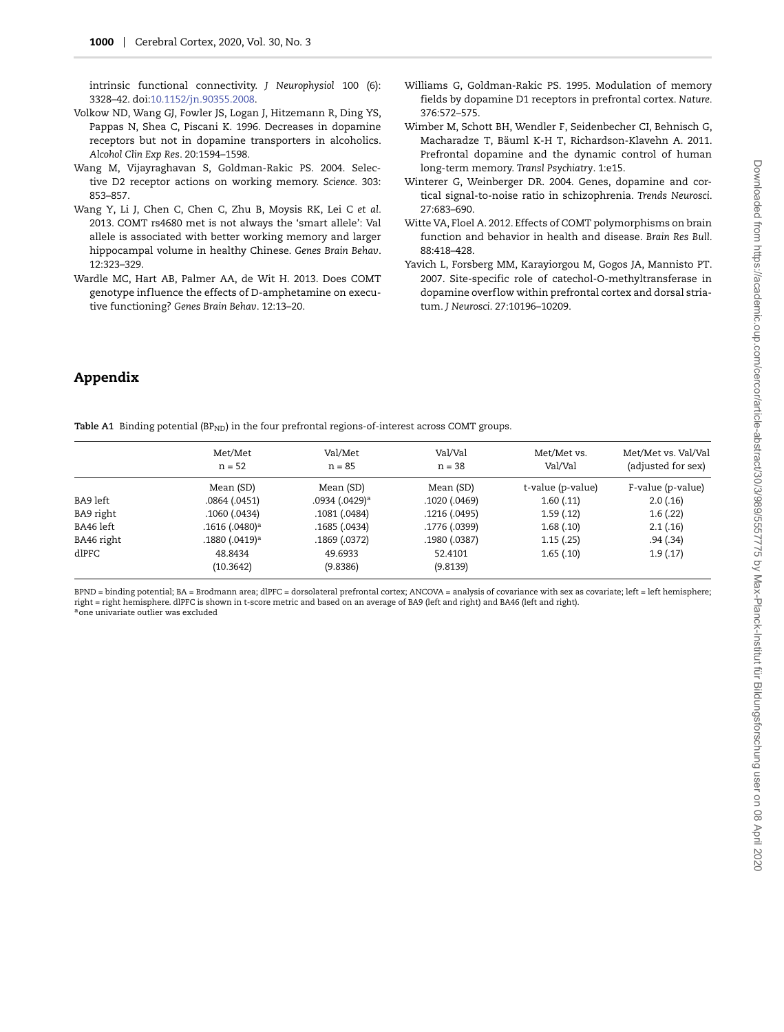intrinsic functional connectivity. *J Neurophysiol* 100 (6): 3328–42. doi:10.1152/jn.90355.2008.

Volkow ND, Wang GJ, Fowler JS, Logan J, Hitzemann R, Ding YS, Pappas N, Shea C, Piscani K. 1996. Decreases in dopamine receptors but not in dopamine transporters in alcoholics. *Alcohol Clin Exp Res*. 20:1594–1598.

Wang M, Vijayraghavan S, Goldman-Rakic PS. 2004. Selective D2 receptor actions on working memory. *Science*. 303: 853–857.

Wang Y, Li J, Chen C, Chen C, Zhu B, Moysis RK, Lei C *et al.* 2013. COMT rs4680 met is not always the 'smart allele': Val allele is associated with better working memory and larger hippocampal volume in healthy Chinese. *Genes Brain Behav*. 12:323–329.

Wardle MC, Hart AB, Palmer AA, de Wit H. 2013. Does COMT genotype influence the effects of D-amphetamine on executive functioning? *Genes Brain Behav*. 12:13–20.

Williams G, Goldman-Rakic PS. 1995. Modulation of memory fields by dopamine D1 receptors in prefrontal cortex. *Nature*. 376:572–575.

Wimber M, Schott BH, Wendler F, Seidenbecher CI, Behnisch G, Macharadze T, Bäuml K-H T, Richardson-Klavehn A. 2011. Prefrontal dopamine and the dynamic control of human long-term memory. *Transl Psychiatry*. 1:e15.

Winterer G, Weinberger DR. 2004. Genes, dopamine and cortical signal-to-noise ratio in schizophrenia. *Trends Neurosci*. 27:683–690.

Witte VA, Floel A. 2012. Effects of COMT polymorphisms on brain function and behavior in health and disease. *Brain Res Bull*. 88:418–428.

Yavich L, Forsberg MM, Karayiorgou M, Gogos JA, Mannisto PT. 2007. Site-specific role of catechol-O-methyltransferase in dopamine overflow within prefrontal cortex and dorsal striatum. *J Neurosci*. 27:10196–10209.

## Appendix

**Table A1** Binding potential ($BP_{ND}$) in the four prefrontal regions-of-interest across COMT groups.

| | Met/Met n = 52 | Val/Met n = 85 | Val/Val n = 38 | Met/Met vs. Val/Val | Met/Met vs. Val/Val (adjusted for sex) |
|---|---|---|---|---|---|
| | Mean (SD) | Mean (SD) | Mean (SD) | t-value (p-value) | F-value (p-value) |
| BA9 left | .0864 (.0451) | .0934 (.0429)[a] | .1020 (.0469) | 1.60 (.11) | 2.0 (.16) |
| BA9 right | .1060 (.0434) | .1081 (.0484) | .1216 (.0495) | 1.59 (.12) | 1.6 (.22) |
| BA46 left | .1616 (.0480)[a] | .1685 (.0434) | .1776 (.0399) | 1.68 (.10) | 2.1 (.16) |
| BA46 right | .1880 (.0419)[a] | .1869 (.0372) | .1980 (.0387) | 1.15 (.25) | .94 (.34) |
| dlPFC | 48.8434 (10.3642) | 49.6933 (9.8386) | 52.4101 (9.8139) | 1.65 (.10) | 1.9 (.17) |

BPND = binding potential; BA = Brodmann area; dlPFC = dorsolateral prefrontal cortex; ANCOVA = analysis of covariance with sex as covariate; left = left hemisphere; right = right hemisphere. dlPFC is shown in t-score metric and based on an average of BA9 (left and right) and BA46 (left and right).

[a]one univariate outlier was excluded